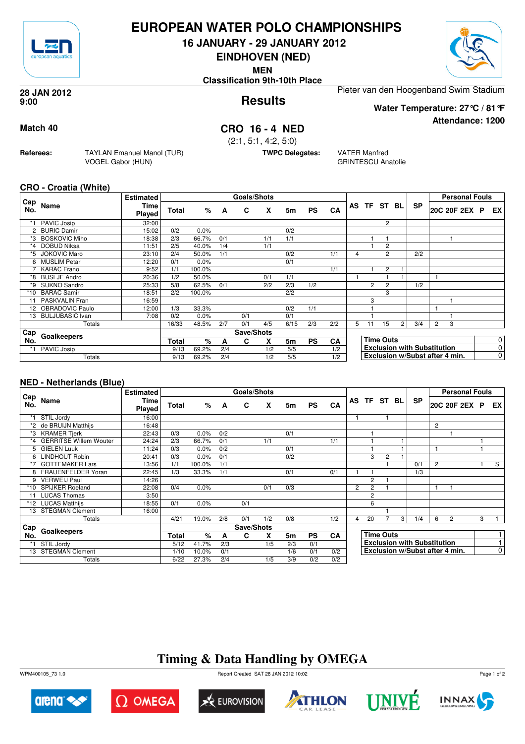# EUROPEAN WATER POLO CHAMPIONSHIPS

## 16 JANUARY - 29 JANUARY 2012

## EINDHOVEN (NED)

**MEN**

**Classification 9th-10th Place**

**28 JAN 2012**
**9:00**

Pieter van den Hoogenband Swim Stadium

## Results

**Water Temperature: 27°C / 81°F**

**Attendance: 1200**

**Match 40**

## CRO 16 - 4 NED

(2:1, 5:1, 4:2, 5:0)

**Referees:** TAYLAN Emanuel Manol (TUR), VOGEL Gabor (HUN)

**TWPC Delegates:** VATER Manfred, GRINTESCU Anatolie

### CRO - Croatia (White)

| Cap No. | Name | Estimated Time Played | Goals/Shots Total | % | A | C | X | 5m | PS | CA | AS | TF | ST | BL | SP | 20C | 20F | 2EX | P | EX |
|---|---|---|---|---|---|---|---|---|---|---|---|---|---|---|---|---|---|---|---|---|
| *1 | PAVIC Josip | 32:00 | | | | | | | | | | | 2 | | | | | | | |
| 2 | BURIC Damir | 15:02 | 0/2 | 0.0% | | | | 0/2 | | | | | | | | | | | | |
| *3 | BOSKOVIC Miho | 18:38 | 2/3 | 66.7% | 0/1 | | 1/1 | 1/1 | | | | 1 | 1 | | | | 1 | | | |
| *4 | DOBUD Niksa | 11:51 | 2/5 | 40.0% | 1/4 | | 1/1 | | | | | 1 | 2 | | | | | | | |
| *5 | JOKOVIC Maro | 23:10 | 2/4 | 50.0% | 1/1 | | | 0/2 | | 1/1 | 4 | | 2 | | 2/2 | | | | | |
| 6 | MUSLIM Petar | 12:20 | 0/1 | 0.0% | | | | 0/1 | | | | | | | | | | | | |
| 7 | KARAC Frano | 9:52 | 1/1 | 100.0% | | | | | | 1/1 | | 1 | 2 | 1 | | | | | | |
| *8 | BUSLJE Andro | 20:36 | 1/2 | 50.0% | | | 0/1 | 1/1 | | | 1 | | 1 | 1 | | 1 | | | | |
| *9 | SUKNO Sandro | 25:33 | 5/8 | 62.5% | 0/1 | | 2/2 | 2/3 | 1/2 | | | 2 | 2 | | 1/2 | | | | | |
| *10 | BARAC Samir | 18:51 | 2/2 | 100.0% | | | | 2/2 | | | | | 3 | | | | | | | |
| 11 | PASKVALIN Fran | 16:59 | | | | | | | | | | 3 | | | | | 1 | | | |
| 12 | OBRADOVIC Paulo | 12:00 | 1/3 | 33.3% | | | | 0/2 | 1/1 | | | 1 | | | | 1 | | | | |
| 13 | BULJUBASIC Ivan | 7:08 | 0/2 | 0.0% | | 0/1 | | 0/1 | | | | 1 | | | | | 1 | | | |
| | Totals | | 16/33 | 48.5% | 2/7 | 0/1 | 4/5 | 6/15 | 2/3 | 2/2 | 5 | 11 | 15 | 2 | 3/4 | 2 | 3 | | | |

| Cap No. | Goalkeepers | Save/Shots Total | % | A | C | X | 5m | PS | CA |
|---|---|---|---|---|---|---|---|---|---|
| *1 | PAVIC Josip | 9/13 | 69.2% | 2/4 | | 1/2 | 5/5 | | 1/2 |
| | Totals | 9/13 | 69.2% | 2/4 | | 1/2 | 5/5 | | 1/2 |

| | |
|---|---|
| Time Outs | 0 |
| Exclusion with Substitution | 0 |
| Exclusion w/Subst after 4 min. | 0 |

### NED - Netherlands (Blue)

| Cap No. | Name | Estimated Time Played | Goals/Shots Total | % | A | C | X | 5m | PS | CA | AS | TF | ST | BL | SP | 20C | 20F | 2EX | P | EX |
|---|---|---|---|---|---|---|---|---|---|---|---|---|---|---|---|---|---|---|---|---|
| *1 | STIL Jordy | 16:00 | | | | | | | | | 1 | | 1 | | | | | | | |
| *2 | de BRUIJN Matthijs | 16:48 | | | | | | | | | | | | | | 2 | | | | |
| *3 | KRAMER Tjerk | 22:43 | 0/3 | 0.0% | 0/2 | | | 0/1 | | | | 1 | | | | | 1 | | | |
| *4 | GERRITSE Willem Wouter | 24:24 | 2/3 | 66.7% | 0/1 | | 1/1 | | | 1/1 | | 1 | | 1 | | | | | 1 | |
| 5 | GIELEN Luuk | 11:24 | 0/3 | 0.0% | 0/2 | | | 0/1 | | | | 1 | | 1 | | 1 | | | 1 | |
| 6 | LINDHOUT Robin | 20:41 | 0/3 | 0.0% | 0/1 | | | 0/2 | | | | 3 | 2 | 1 | | | | | | |
| *7 | GOTTEMAKER Lars | 13:56 | 1/1 | 100.0% | 1/1 | | | | | | | | 1 | | 0/1 | 2 | | | 1 | S |
| 8 | FRAUENFELDER Yoran | 22:45 | 1/3 | 33.3% | 1/1 | | | 0/1 | | 0/1 | 1 | 1 | | | 1/3 | | | | | |
| 9 | VERWEIJ Paul | 14:26 | | | | | | | | | | 2 | 1 | | | | | | | |
| *10 | SPIJKER Roeland | 22:08 | 0/4 | 0.0% | | | 0/1 | 0/3 | | | 2 | 2 | 1 | | | 1 | 1 | | | |
| 11 | LUCAS Thomas | 3:50 | | | | | | | | | | 2 | | | | | | | | |
| *12 | LUCAS Matthijs | 18:55 | 0/1 | 0.0% | | 0/1 | | | | | | 6 | | | | | | | | |
| 13 | STEGMAN Clement | 16:00 | | | | | | | | | | | 1 | | | | | | | |
| | Totals | | 4/21 | 19.0% | 2/8 | 0/1 | 1/2 | 0/8 | | 1/2 | 4 | 20 | 7 | 3 | 1/4 | 6 | 2 | | 3 | 1 |

| Cap No. | Goalkeepers | Save/Shots Total | % | A | C | X | 5m | PS | CA |
|---|---|---|---|---|---|---|---|---|---|
| *1 | STIL Jordy | 5/12 | 41.7% | 2/3 | | 1/5 | 2/3 | 0/1 | |
| 13 | STEGMAN Clement | 1/10 | 10.0% | 0/1 | | | 1/6 | 0/1 | 0/2 |
| | Totals | 6/22 | 27.3% | 2/4 | | 1/5 | 3/9 | 0/2 | 0/2 |

| | |
|---|---|
| Time Outs | 1 |
| Exclusion with Substitution | 1 |
| Exclusion w/Subst after 4 min. | 0 |

## Timing & Data Handling by OMEGA

WPM400105_73 1.0 Report Created SAT 28 JAN 2012 10:02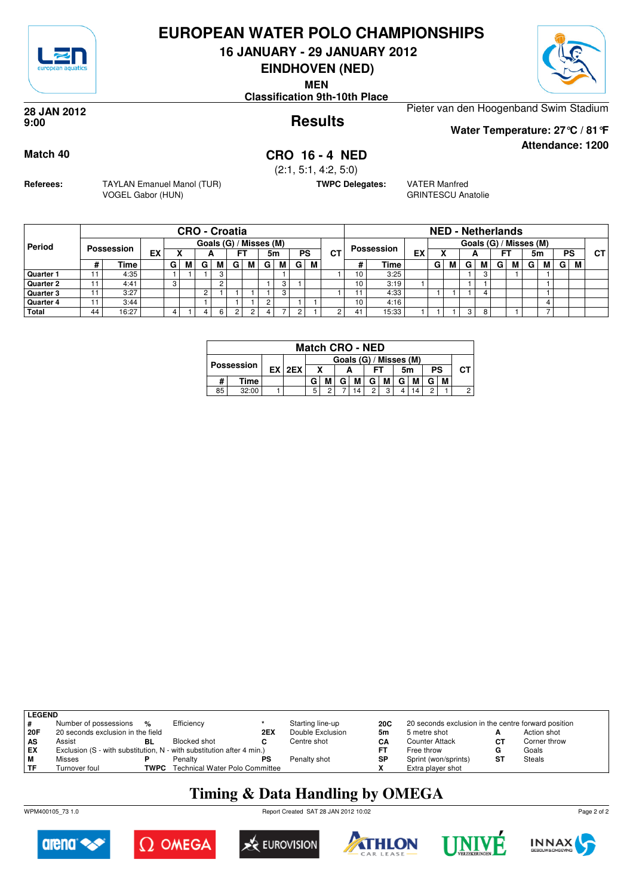# EUROPEAN WATER POLO CHAMPIONSHIPS

**16 JANUARY - 29 JANUARY 2012**

**EINDHOVEN (NED)**

**MEN**

**Classification 9th-10th Place**

**28 JAN 2012**
**9:00**

## Results

Pieter van den Hoogenband Swim Stadium

**Water Temperature: 27°C / 81°F**

**Attendance: 1200**

**Match 40**

**CRO 16 - 4 NED**

(2:1, 5:1, 4:2, 5:0)

**Referees:** TAYLAN Emanuel Manol (TUR), VOGEL Gabor (HUN)

**TWPC Delegates:** VATER Manfred, GRINTESCU Anatolie

| Period | CRO - Croatia | | | | | | | | | | | | | | | NED - Netherlands | | | | | | | | | | | | | | |
|---|---|---|---|---|---|---|---|---|---|---|---|---|---|---|---|---|---|---|---|---|---|---|---|---|---|---|---|---|---|---|
| | Possession | | EX | Goals (G) / Misses (M) | | | | | | | | | | | CT | Possession | | EX | Goals (G) / Misses (M) | | | | | | | | | | | CT |
| | | | | X | | A | | FT | | 5m | | PS | | | | | | | X | | A | | FT | | 5m | | PS | | | |
| | # | Time | | G | M | G | M | G | M | G | M | G | M | | | # | Time | | G | M | G | M | G | M | G | M | G | M | | |
| Quarter 1 | 11 | 4:35 | | 1 | 1 | 1 | 3 | | | | 1 | | | | 1 | 10 | 3:25 | | | | 1 | 3 | | 1 | | 1 | | | | |
| Quarter 2 | 11 | 4:41 | | 3 | | | 2 | | | 1 | 3 | 1 | | | | 10 | 3:19 | 1 | | | 1 | 1 | | | | 1 | | | | |
| Quarter 3 | 11 | 3:27 | | | | 2 | 1 | 1 | 1 | 1 | 3 | | | | 1 | 11 | 4:33 | | 1 | 1 | 1 | 4 | | | | 1 | | | | |
| Quarter 4 | 11 | 3:44 | | | | 1 | | 1 | 1 | 2 | | 1 | 1 | | | 10 | 4:16 | | | | | | | | | 4 | | | | |
| Total | 44 | 16:27 | | 4 | 1 | 4 | 6 | 2 | 2 | 4 | 7 | 2 | 1 | | 2 | 41 | 15:33 | 1 | 1 | 1 | 3 | 8 | | 1 | | 7 | | | | |

| Match CRO - NED | | | | | | | | | | | | | | |
|---|---|---|---|---|---|---|---|---|---|---|---|---|---|---|
| Possession | | EX | 2EX | Goals (G) / Misses (M) | | | | | | | | | | CT |
| | | | | X | | A | | FT | | 5m | | PS | | |
| # | Time | | | G | M | G | M | G | M | G | M | G | M | |
| 85 | 32:00 | 1 | | 5 | 2 | 7 | 14 | 2 | 3 | 4 | 14 | 2 | 1 | 2 |

| LEGEND | | | | | | | | | |
|---|---|---|---|---|---|---|---|---|---|
| # | Number of possessions | % | Efficiency | * | Starting line-up | 20C | 20 seconds exclusion in the centre forward position | | |
| 20F | 20 seconds exclusion in the field | | | 2EX | Double Exclusion | 5m | 5 metre shot | A | Action shot |
| AS | Assist | BL | Blocked shot | C | Centre shot | CA | Counter Attack | CT | Corner throw |
| EX | Exclusion (S - with substitution, N - with substitution after 4 min.) | | | | | FT | Free throw | G | Goals |
| M | Misses | P | Penalty | PS | Penalty shot | SP | Sprint (won/sprints) | ST | Steals |
| TF | Turnover foul | TWPC | Technical Water Polo Committee | | | X | Extra player shot | | |

## Timing & Data Handling by OMEGA

WPM400105_73 1.0 Report Created SAT 28 JAN 2012 10:02